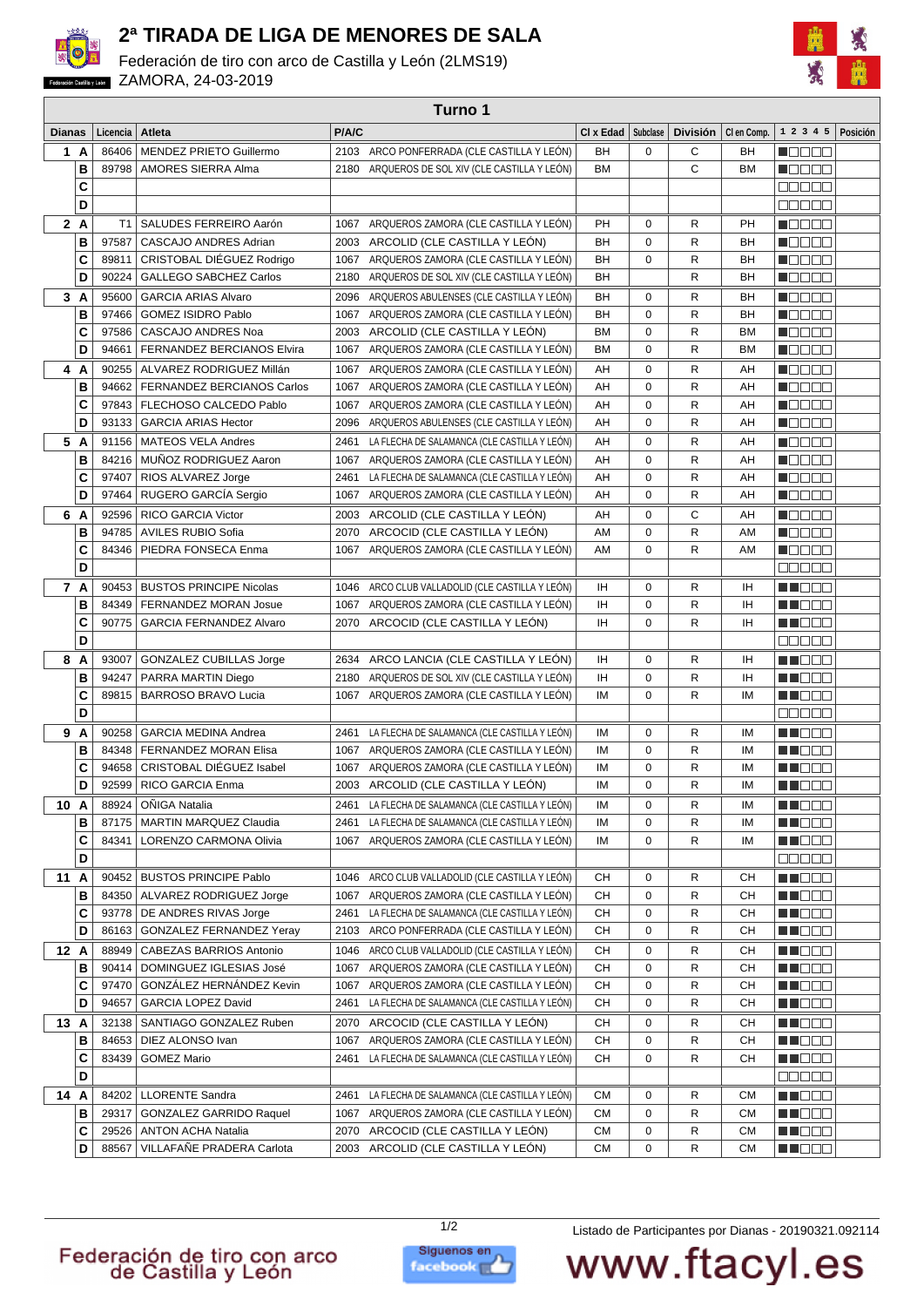# 2ª TIRADA DE LIGA DE MENORES DE SALA

Federación de tiro con arco de Castilla y León (2LMS19)

ZAMORA, 24-03-2019

## Turno 1

| Dianas | | Licencia | Atleta | P/A/C | | Cl x Edad | Subclase | División | Cl en Comp. | 1 2 3 4 5 | Posición |
|---|---|---|---|---|---|---|---|---|---|---|---|
| 1 | A | 86406 | MENDEZ PRIETO Guillermo | 2103 | ARCO PONFERRADA (CLE CASTILLA Y LEÓN) | BH | 0 | C | BH | | |
| | B | 89798 | AMORES SIERRA Alma | 2180 | ARQUEROS DE SOL XIV (CLE CASTILLA Y LEÓN) | BM | | C | BM | | |
| | C | | | | | | | | | | |
| | D | | | | | | | | | | |
| 2 | A | T1 | SALUDES FERREIRO Aarón | 1067 | ARQUEROS ZAMORA (CLE CASTILLA Y LEÓN) | PH | 0 | R | PH | | |
| | B | 97587 | CASCAJO ANDRES Adrian | 2003 | ARCOLID (CLE CASTILLA Y LEÓN) | BH | 0 | R | BH | | |
| | C | 89811 | CRISTOBAL DIÉGUEZ Rodrigo | 1067 | ARQUEROS ZAMORA (CLE CASTILLA Y LEÓN) | BH | 0 | R | BH | | |
| | D | 90224 | GALLEGO SABCHEZ Carlos | 2180 | ARQUEROS DE SOL XIV (CLE CASTILLA Y LEÓN) | BH | | R | BH | | |
| 3 | A | 95600 | GARCIA ARIAS Alvaro | 2096 | ARQUEROS ABULENSES (CLE CASTILLA Y LEÓN) | BH | 0 | R | BH | | |
| | B | 97466 | GOMEZ ISIDRO Pablo | 1067 | ARQUEROS ZAMORA (CLE CASTILLA Y LEÓN) | BH | 0 | R | BH | | |
| | C | 97586 | CASCAJO ANDRES Noa | 2003 | ARCOLID (CLE CASTILLA Y LEÓN) | BM | 0 | R | BM | | |
| | D | 94661 | FERNANDEZ BERCIANOS Elvira | 1067 | ARQUEROS ZAMORA (CLE CASTILLA Y LEÓN) | BM | 0 | R | BM | | |
| 4 | A | 90255 | ALVAREZ RODRIGUEZ Millán | 1067 | ARQUEROS ZAMORA (CLE CASTILLA Y LEÓN) | AH | 0 | R | AH | | |
| | B | 94662 | FERNANDEZ BERCIANOS Carlos | 1067 | ARQUEROS ZAMORA (CLE CASTILLA Y LEÓN) | AH | 0 | R | AH | | |
| | C | 97843 | FLECHOSO CALCEDO Pablo | 1067 | ARQUEROS ZAMORA (CLE CASTILLA Y LEÓN) | AH | 0 | R | AH | | |
| | D | 93133 | GARCIA ARIAS Hector | 2096 | ARQUEROS ABULENSES (CLE CASTILLA Y LEÓN) | AH | 0 | R | AH | | |
| 5 | A | 91156 | MATEOS VELA Andres | 2461 | LA FLECHA DE SALAMANCA (CLE CASTILLA Y LEÓN) | AH | 0 | R | AH | | |
| | B | 84216 | MUÑOZ RODRIGUEZ Aaron | 1067 | ARQUEROS ZAMORA (CLE CASTILLA Y LEÓN) | AH | 0 | R | AH | | |
| | C | 97407 | RIOS ALVAREZ Jorge | 2461 | LA FLECHA DE SALAMANCA (CLE CASTILLA Y LEÓN) | AH | 0 | R | AH | | |
| | D | 97464 | RUGERO GARCÍA Sergio | 1067 | ARQUEROS ZAMORA (CLE CASTILLA Y LEÓN) | AH | 0 | R | AH | | |
| 6 | A | 92596 | RICO GARCIA Victor | 2003 | ARCOLID (CLE CASTILLA Y LEÓN) | AH | 0 | C | AH | | |
| | B | 94785 | AVILES RUBIO Sofia | 2070 | ARCOCID (CLE CASTILLA Y LEÓN) | AM | 0 | R | AM | | |
| | C | 84346 | PIEDRA FONSECA Enma | 1067 | ARQUEROS ZAMORA (CLE CASTILLA Y LEÓN) | AM | 0 | R | AM | | |
| | D | | | | | | | | | | |
| 7 | A | 90453 | BUSTOS PRINCIPE Nicolas | 1046 | ARCO CLUB VALLADOLID (CLE CASTILLA Y LEÓN) | IH | 0 | R | IH | | |
| | B | 84349 | FERNANDEZ MORAN Josue | 1067 | ARQUEROS ZAMORA (CLE CASTILLA Y LEÓN) | IH | 0 | R | IH | | |
| | C | 90775 | GARCIA FERNANDEZ Alvaro | 2070 | ARCOCID (CLE CASTILLA Y LEÓN) | IH | 0 | R | IH | | |
| | D | | | | | | | | | | |
| 8 | A | 93007 | GONZALEZ CUBILLAS Jorge | 2634 | ARCO LANCIA (CLE CASTILLA Y LEÓN) | IH | 0 | R | IH | | |
| | B | 94247 | PARRA MARTIN Diego | 2180 | ARQUEROS DE SOL XIV (CLE CASTILLA Y LEÓN) | IH | 0 | R | IH | | |
| | C | 89815 | BARROSO BRAVO Lucia | 1067 | ARQUEROS ZAMORA (CLE CASTILLA Y LEÓN) | IM | 0 | R | IM | | |
| | D | | | | | | | | | | |
| 9 | A | 90258 | GARCIA MEDINA Andrea | 2461 | LA FLECHA DE SALAMANCA (CLE CASTILLA Y LEÓN) | IM | 0 | R | IM | | |
| | B | 84348 | FERNANDEZ MORAN Elisa | 1067 | ARQUEROS ZAMORA (CLE CASTILLA Y LEÓN) | IM | 0 | R | IM | | |
| | C | 94658 | CRISTOBAL DIÉGUEZ Isabel | 1067 | ARQUEROS ZAMORA (CLE CASTILLA Y LEÓN) | IM | 0 | R | IM | | |
| | D | 92599 | RICO GARCIA Enma | 2003 | ARCOLID (CLE CASTILLA Y LEÓN) | IM | 0 | R | IM | | |
| 10 | A | 88924 | OÑIGA Natalia | 2461 | LA FLECHA DE SALAMANCA (CLE CASTILLA Y LEÓN) | IM | 0 | R | IM | | |
| | B | 87175 | MARTIN MARQUEZ Claudia | 2461 | LA FLECHA DE SALAMANCA (CLE CASTILLA Y LEÓN) | IM | 0 | R | IM | | |
| | C | 84341 | LORENZO CARMONA Olivia | 1067 | ARQUEROS ZAMORA (CLE CASTILLA Y LEÓN) | IM | 0 | R | IM | | |
| | D | | | | | | | | | | |
| 11 | A | 90452 | BUSTOS PRINCIPE Pablo | 1046 | ARCO CLUB VALLADOLID (CLE CASTILLA Y LEÓN) | CH | 0 | R | CH | | |
| | B | 84350 | ALVAREZ RODRIGUEZ Jorge | 1067 | ARQUEROS ZAMORA (CLE CASTILLA Y LEÓN) | CH | 0 | R | CH | | |
| | C | 93778 | DE ANDRES RIVAS Jorge | 2461 | LA FLECHA DE SALAMANCA (CLE CASTILLA Y LEÓN) | CH | 0 | R | CH | | |
| | D | 86163 | GONZALEZ FERNANDEZ Yeray | 2103 | ARCO PONFERRADA (CLE CASTILLA Y LEÓN) | CH | 0 | R | CH | | |
| 12 | A | 88949 | CABEZAS BARRIOS Antonio | 1046 | ARCO CLUB VALLADOLID (CLE CASTILLA Y LEÓN) | CH | 0 | R | CH | | |
| | B | 90414 | DOMINGUEZ IGLESIAS José | 1067 | ARQUEROS ZAMORA (CLE CASTILLA Y LEÓN) | CH | 0 | R | CH | | |
| | C | 97470 | GONZÁLEZ HERNÁNDEZ Kevin | 1067 | ARQUEROS ZAMORA (CLE CASTILLA Y LEÓN) | CH | 0 | R | CH | | |
| | D | 94657 | GARCIA LOPEZ David | 2461 | LA FLECHA DE SALAMANCA (CLE CASTILLA Y LEÓN) | CH | 0 | R | CH | | |
| 13 | A | 32138 | SANTIAGO GONZALEZ Ruben | 2070 | ARCOCID (CLE CASTILLA Y LEÓN) | CH | 0 | R | CH | | |
| | B | 84653 | DIEZ ALONSO Ivan | 1067 | ARQUEROS ZAMORA (CLE CASTILLA Y LEÓN) | CH | 0 | R | CH | | |
| | C | 83439 | GOMEZ Mario | 2461 | LA FLECHA DE SALAMANCA (CLE CASTILLA Y LEÓN) | CH | 0 | R | CH | | |
| | D | | | | | | | | | | |
| 14 | A | 84202 | LLORENTE Sandra | 2461 | LA FLECHA DE SALAMANCA (CLE CASTILLA Y LEÓN) | CM | 0 | R | CM | | |
| | B | 29317 | GONZALEZ GARRIDO Raquel | 1067 | ARQUEROS ZAMORA (CLE CASTILLA Y LEÓN) | CM | 0 | R | CM | | |
| | C | 29526 | ANTON ACHA Natalia | 2070 | ARCOCID (CLE CASTILLA Y LEÓN) | CM | 0 | R | CM | | |
| | D | 88567 | VILLAFAÑE PRADERA Carlota | 2003 | ARCOLID (CLE CASTILLA Y LEÓN) | CM | 0 | R | CM | | |

Listado de Participantes por Dianas - 20190321.092114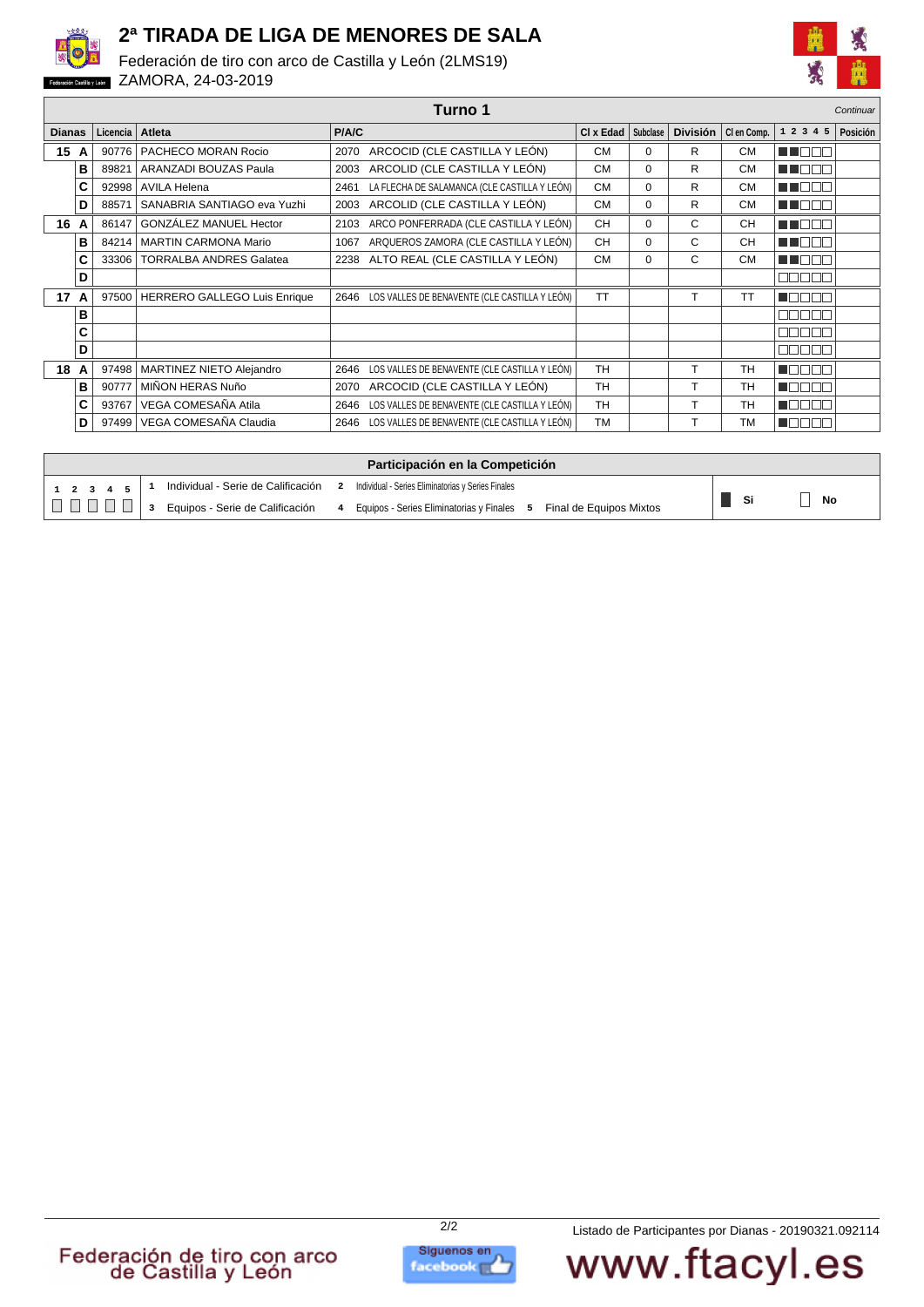# 2ª TIRADA DE LIGA DE MENORES DE SALA

Federación de tiro con arco de Castilla y León (2LMS19)

ZAMORA, 24-03-2019

**Turno 1** *Continuar*

| Dianas | | Licencia | Atleta | P/A/C | Cl x Edad | Subclase | División | Cl en Comp. | 1 2 3 4 5 | Posición |
|---|---|---|---|---|---|---|---|---|---|---|
| 15 | A | 90776 | PACHECO MORAN Rocio | 2070 ARCOCID (CLE CASTILLA Y LEÓN) | CM | 0 | R | CM | ■■□□□ | |
| | B | 89821 | ARANZADI BOUZAS Paula | 2003 ARCOLID (CLE CASTILLA Y LEÓN) | CM | 0 | R | CM | ■■□□□ | |
| | C | 92998 | AVILA Helena | 2461 LA FLECHA DE SALAMANCA (CLE CASTILLA Y LEÓN) | CM | 0 | R | CM | ■■□□□ | |
| | D | 88571 | SANABRIA SANTIAGO eva Yuzhi | 2003 ARCOLID (CLE CASTILLA Y LEÓN) | CM | 0 | R | CM | ■■□□□ | |
| 16 | A | 86147 | GONZÁLEZ MANUEL Hector | 2103 ARCO PONFERRADA (CLE CASTILLA Y LEÓN) | CH | 0 | C | CH | ■■□□□ | |
| | B | 84214 | MARTIN CARMONA Mario | 1067 ARQUEROS ZAMORA (CLE CASTILLA Y LEÓN) | CH | 0 | C | CH | ■■□□□ | |
| | C | 33306 | TORRALBA ANDRES Galatea | 2238 ALTO REAL (CLE CASTILLA Y LEÓN) | CM | 0 | C | CM | ■■□□□ | |
| | D | | | | | | | | □□□□□ | |
| 17 | A | 97500 | HERRERO GALLEGO Luis Enrique | 2646 LOS VALLES DE BENAVENTE (CLE CASTILLA Y LEÓN) | TT | | T | TT | ■□□□□ | |
| | B | | | | | | | | □□□□□ | |
| | C | | | | | | | | □□□□□ | |
| | D | | | | | | | | □□□□□ | |
| 18 | A | 97498 | MARTINEZ NIETO Alejandro | 2646 LOS VALLES DE BENAVENTE (CLE CASTILLA Y LEÓN) | TH | | T | TH | ■□□□□ | |
| | B | 90777 | MIÑON HERAS Nuño | 2070 ARCOCID (CLE CASTILLA Y LEÓN) | TH | | T | TH | ■□□□□ | |
| | C | 93767 | VEGA COMESAÑA Atila | 2646 LOS VALLES DE BENAVENTE (CLE CASTILLA Y LEÓN) | TH | | T | TH | ■□□□□ | |
| | D | 97499 | VEGA COMESAÑA Claudia | 2646 LOS VALLES DE BENAVENTE (CLE CASTILLA Y LEÓN) | TM | | T | TM | ■□□□□ | |

**Participación en la Competición**

1 2 3 4 5

1 Individual - Serie de Calificación   2 Individual - Series Eliminatorias y Series Finales
3 Equipos - Serie de Calificación   4 Equipos - Series Eliminatorias y Finales   5 Final de Equipos Mixtos

■ Si   □ No

Listado de Participantes por Dianas - 20190321.092114

Federación de tiro con arco de Castilla y León

Síguenos en facebook

www.ftacyl.es